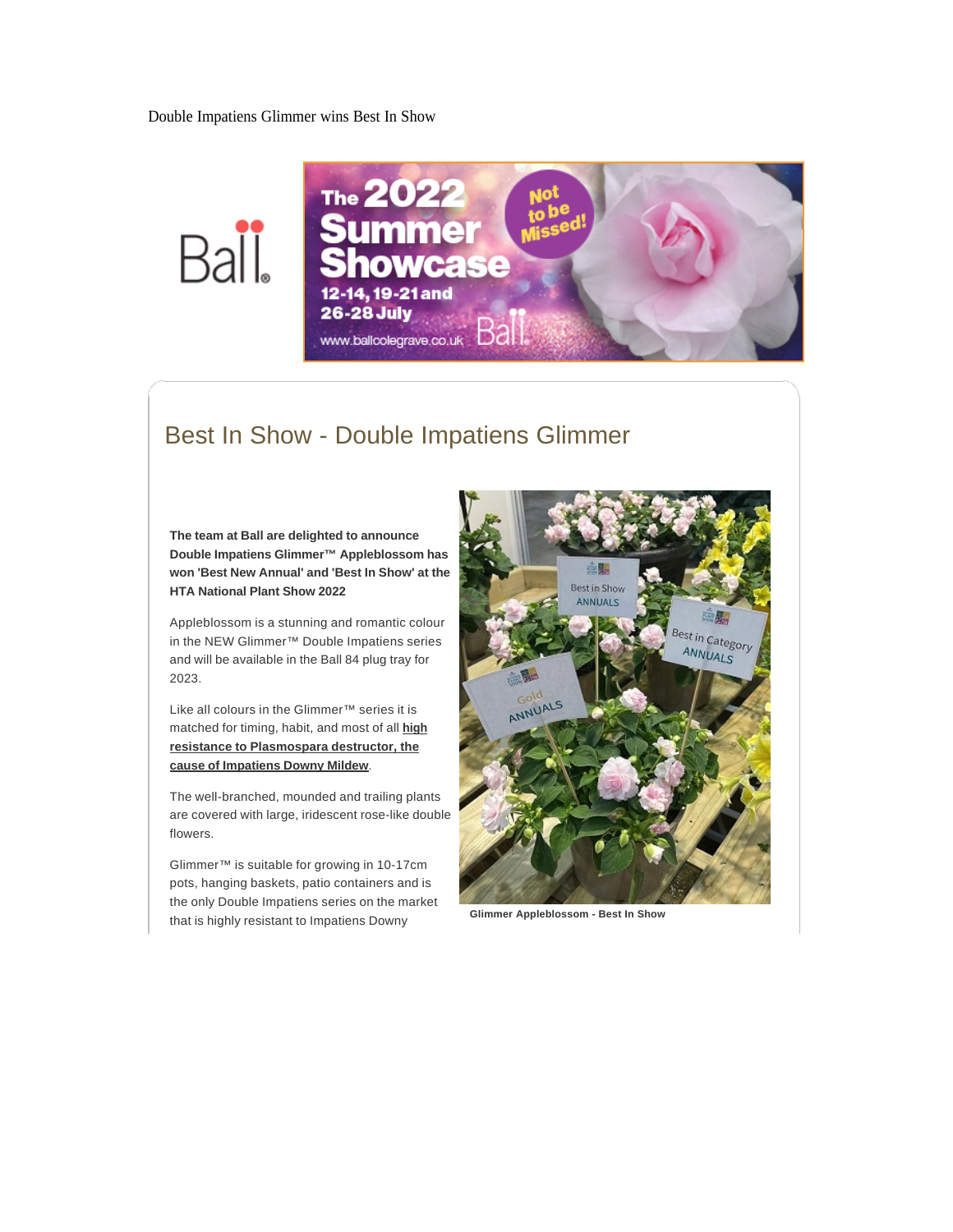Double Impatiens Glimmer wins Best In Show

## Best In Show - Double Impatiens Glimmer

**The team at Ball are delighted to announce Double Impatiens Glimmer™ Appleblossom has won 'Best New Annual' and 'Best In Show' at the HTA National Plant Show 2022**

Appleblossom is a stunning and romantic colour in the NEW Glimmer™ Double Impatiens series and will be available in the Ball 84 plug tray for 2023.

Like all colours in the Glimmer™ series it is matched for timing, habit, and most of all **high resistance to Plasmospara destructor, the cause of Impatiens Downy Mildew**.

The well-branched, mounded and trailing plants are covered with large, iridescent rose-like double flowers.

Glimmer™ is suitable for growing in 10-17cm pots, hanging baskets, patio containers and is the only Double Impatiens series on the market that is highly resistant to Impatiens Downy

**Glimmer Appleblossom - Best In Show**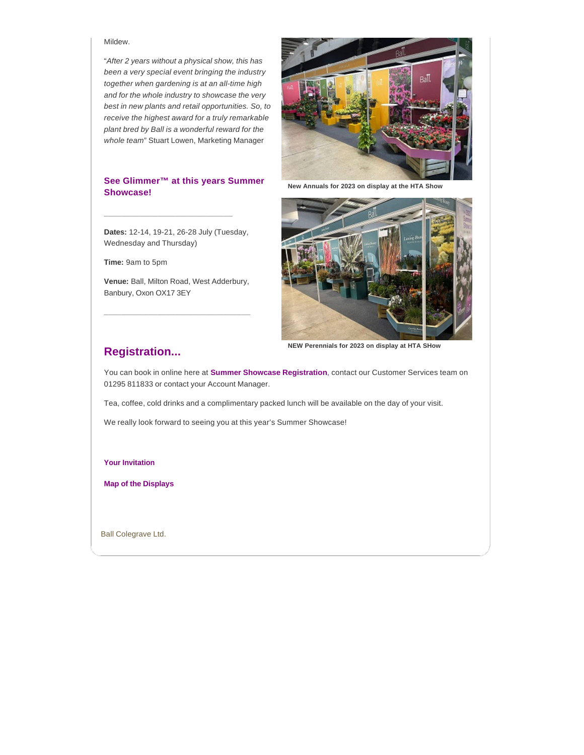Mildew.

"*After 2 years without a physical show, this has been a very special event bringing the industry together when gardening is at an all-time high and for the whole industry to showcase the very best in new plants and retail opportunities. So, to receive the highest award for a truly remarkable plant bred by Ball is a wonderful reward for the whole team*" Stuart Lowen, Marketing Manager

**See Glimmer™ at this years Summer Showcase!**

---

**Dates:** 12-14, 19-21, 26-28 July (Tuesday, Wednesday and Thursday)

**Time:** 9am to 5pm

**Venue:** Ball, Milton Road, West Adderbury, Banbury, Oxon OX17 3EY

---

**New Annuals for 2023 on display at the HTA Show**

**NEW Perennials for 2023 on display at HTA SHow**

## Registration...

You can book in online here at **Summer Showcase Registration**, contact our Customer Services team on 01295 811833 or contact your Account Manager.

Tea, coffee, cold drinks and a complimentary packed lunch will be available on the day of your visit.

We really look forward to seeing you at this year's Summer Showcase!

**Your Invitation**

**Map of the Displays**

Ball Colegrave Ltd.